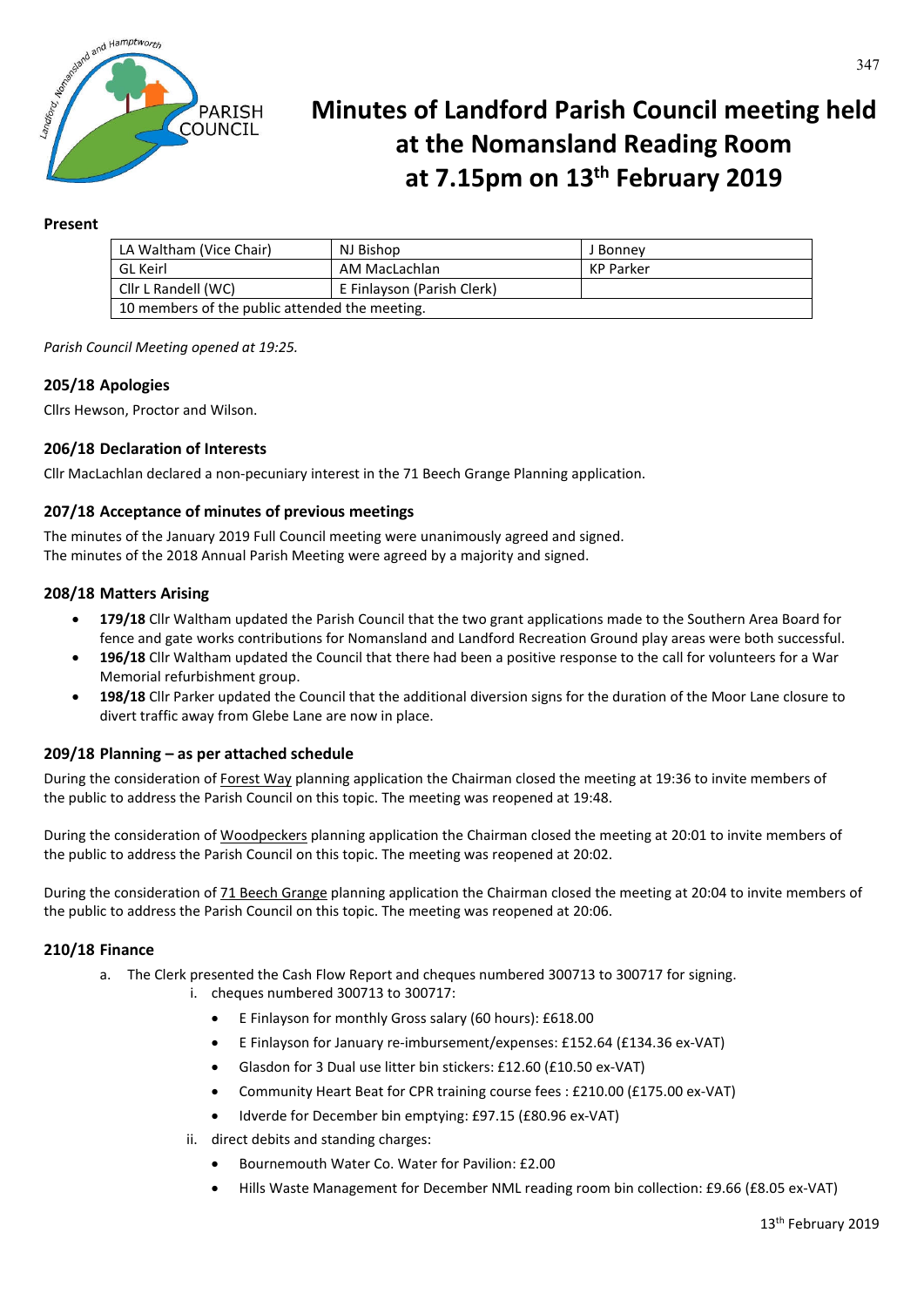# Minutes of Landford Parish Council meeting held at the Nomansland Reading Room at 7.15pm on 13th February 2019

**Present**

| LA Waltham (Vice Chair) | NJ Bishop | J Bonney |
|---|---|---|
| GL Keirl | AM MacLachlan | KP Parker |
| Cllr L Randell (WC) | E Finlayson (Parish Clerk) | |
| 10 members of the public attended the meeting. | | |

*Parish Council Meeting opened at 19:25.*

### 205/18 Apologies

Cllrs Hewson, Proctor and Wilson.

### 206/18 Declaration of Interests

Cllr MacLachlan declared a non-pecuniary interest in the 71 Beech Grange Planning application.

### 207/18 Acceptance of minutes of previous meetings

The minutes of the January 2019 Full Council meeting were unanimously agreed and signed.
The minutes of the 2018 Annual Parish Meeting were agreed by a majority and signed.

### 208/18 Matters Arising

- **179/18** Cllr Waltham updated the Parish Council that the two grant applications made to the Southern Area Board for fence and gate works contributions for Nomansland and Landford Recreation Ground play areas were both successful.
- **196/18** Cllr Waltham updated the Council that there had been a positive response to the call for volunteers for a War Memorial refurbishment group.
- **198/18** Cllr Parker updated the Council that the additional diversion signs for the duration of the Moor Lane closure to divert traffic away from Glebe Lane are now in place.

### 209/18 Planning – as per attached schedule

During the consideration of Forest Way planning application the Chairman closed the meeting at 19:36 to invite members of the public to address the Parish Council on this topic. The meeting was reopened at 19:48.

During the consideration of Woodpeckers planning application the Chairman closed the meeting at 20:01 to invite members of the public to address the Parish Council on this topic. The meeting was reopened at 20:02.

During the consideration of 71 Beech Grange planning application the Chairman closed the meeting at 20:04 to invite members of the public to address the Parish Council on this topic. The meeting was reopened at 20:06.

### 210/18 Finance

a. The Clerk presented the Cash Flow Report and cheques numbered 300713 to 300717 for signing.
   i. cheques numbered 300713 to 300717:
      - E Finlayson for monthly Gross salary (60 hours): £618.00
      - E Finlayson for January re-imbursement/expenses: £152.64 (£134.36 ex-VAT)
      - Glasdon for 3 Dual use litter bin stickers: £12.60 (£10.50 ex-VAT)
      - Community Heart Beat for CPR training course fees : £210.00 (£175.00 ex-VAT)
      - Idverde for December bin emptying: £97.15 (£80.96 ex-VAT)
   ii. direct debits and standing charges:
      - Bournemouth Water Co. Water for Pavilion: £2.00
      - Hills Waste Management for December NML reading room bin collection: £9.66 (£8.05 ex-VAT)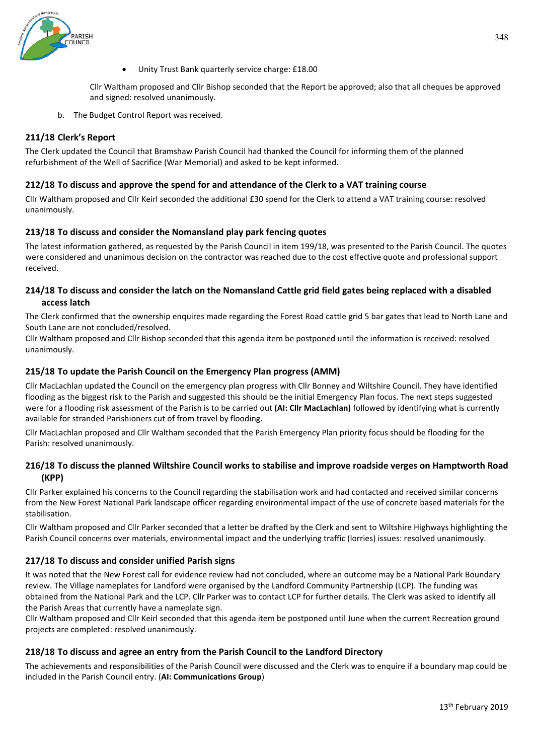- Unity Trust Bank quarterly service charge: £18.00

Cllr Waltham proposed and Cllr Bishop seconded that the Report be approved; also that all cheques be approved and signed: resolved unanimously.

b. The Budget Control Report was received.

### 211/18 Clerk's Report

The Clerk updated the Council that Bramshaw Parish Council had thanked the Council for informing them of the planned refurbishment of the Well of Sacrifice (War Memorial) and asked to be kept informed.

### 212/18 To discuss and approve the spend for and attendance of the Clerk to a VAT training course

Cllr Waltham proposed and Cllr Keirl seconded the additional £30 spend for the Clerk to attend a VAT training course: resolved unanimously.

### 213/18 To discuss and consider the Nomansland play park fencing quotes

The latest information gathered, as requested by the Parish Council in item 199/18, was presented to the Parish Council. The quotes were considered and unanimous decision on the contractor was reached due to the cost effective quote and professional support received.

### 214/18 To discuss and consider the latch on the Nomansland Cattle grid field gates being replaced with a disabled access latch

The Clerk confirmed that the ownership enquires made regarding the Forest Road cattle grid 5 bar gates that lead to North Lane and South Lane are not concluded/resolved.
Cllr Waltham proposed and Cllr Bishop seconded that this agenda item be postponed until the information is received: resolved unanimously.

### 215/18 To update the Parish Council on the Emergency Plan progress (AMM)

Cllr MacLachlan updated the Council on the emergency plan progress with Cllr Bonney and Wiltshire Council. They have identified flooding as the biggest risk to the Parish and suggested this should be the initial Emergency Plan focus. The next steps suggested were for a flooding risk assessment of the Parish is to be carried out **(AI: Cllr MacLachlan)** followed by identifying what is currently available for stranded Parishioners cut of from travel by flooding.

Cllr MacLachlan proposed and Cllr Waltham seconded that the Parish Emergency Plan priority focus should be flooding for the Parish: resolved unanimously.

### 216/18 To discuss the planned Wiltshire Council works to stabilise and improve roadside verges on Hamptworth Road (KPP)

Cllr Parker explained his concerns to the Council regarding the stabilisation work and had contacted and received similar concerns from the New Forest National Park landscape officer regarding environmental impact of the use of concrete based materials for the stabilisation.

Cllr Waltham proposed and Cllr Parker seconded that a letter be drafted by the Clerk and sent to Wiltshire Highways highlighting the Parish Council concerns over materials, environmental impact and the underlying traffic (lorries) issues: resolved unanimously.

### 217/18 To discuss and consider unified Parish signs

It was noted that the New Forest call for evidence review had not concluded, where an outcome may be a National Park Boundary review. The Village nameplates for Landford were organised by the Landford Community Partnership (LCP). The funding was obtained from the National Park and the LCP. Cllr Parker was to contact LCP for further details. The Clerk was asked to identify all the Parish Areas that currently have a nameplate sign.
Cllr Waltham proposed and Cllr Keirl seconded that this agenda item be postponed until June when the current Recreation ground projects are completed: resolved unanimously.

### 218/18 To discuss and agree an entry from the Parish Council to the Landford Directory

The achievements and responsibilities of the Parish Council were discussed and the Clerk was to enquire if a boundary map could be included in the Parish Council entry. (**AI: Communications Group**)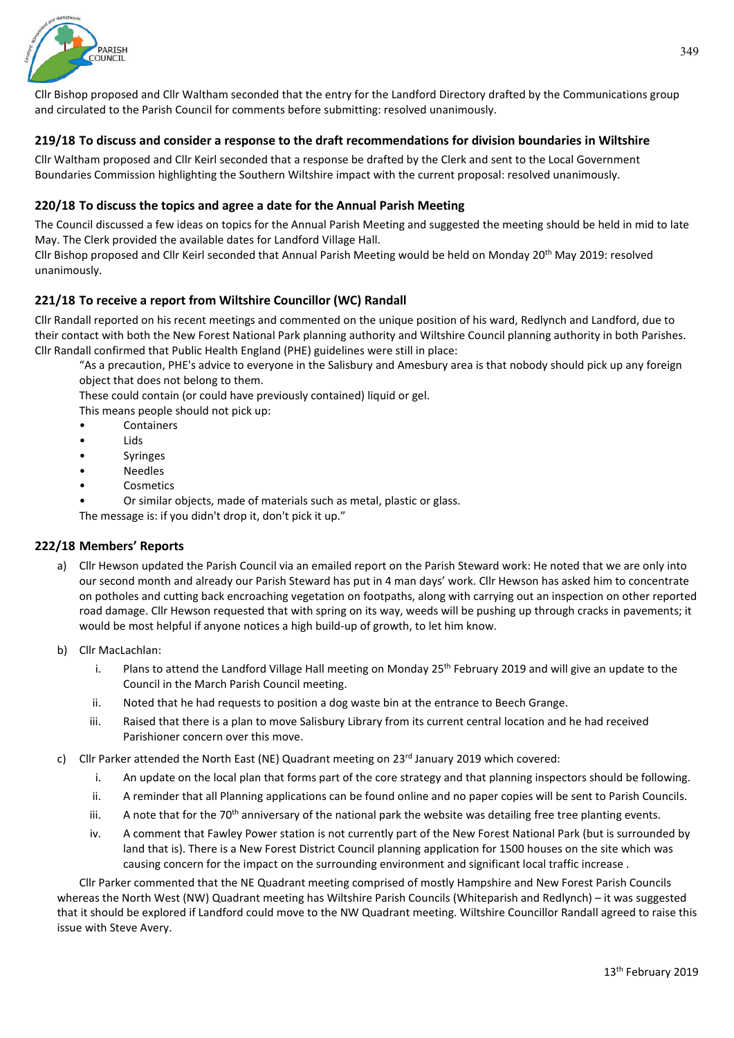Cllr Bishop proposed and Cllr Waltham seconded that the entry for the Landford Directory drafted by the Communications group and circulated to the Parish Council for comments before submitting: resolved unanimously.

### 219/18 To discuss and consider a response to the draft recommendations for division boundaries in Wiltshire

Cllr Waltham proposed and Cllr Keirl seconded that a response be drafted by the Clerk and sent to the Local Government Boundaries Commission highlighting the Southern Wiltshire impact with the current proposal: resolved unanimously.

### 220/18 To discuss the topics and agree a date for the Annual Parish Meeting

The Council discussed a few ideas on topics for the Annual Parish Meeting and suggested the meeting should be held in mid to late May. The Clerk provided the available dates for Landford Village Hall.
Cllr Bishop proposed and Cllr Keirl seconded that Annual Parish Meeting would be held on Monday 20th May 2019: resolved unanimously.

### 221/18 To receive a report from Wiltshire Councillor (WC) Randall

Cllr Randall reported on his recent meetings and commented on the unique position of his ward, Redlynch and Landford, due to their contact with both the New Forest National Park planning authority and Wiltshire Council planning authority in both Parishes. Cllr Randall confirmed that Public Health England (PHE) guidelines were still in place:

> "As a precaution, PHE's advice to everyone in the Salisbury and Amesbury area is that nobody should pick up any foreign object that does not belong to them.
> These could contain (or could have previously contained) liquid or gel.
> This means people should not pick up:
> - Containers
> - Lids
> - Syringes
> - Needles
> - Cosmetics
> - Or similar objects, made of materials such as metal, plastic or glass.
>
> The message is: if you didn't drop it, don't pick it up."

### 222/18 Members' Reports

a) Cllr Hewson updated the Parish Council via an emailed report on the Parish Steward work: He noted that we are only into our second month and already our Parish Steward has put in 4 man days' work. Cllr Hewson has asked him to concentrate on potholes and cutting back encroaching vegetation on footpaths, along with carrying out an inspection on other reported road damage. Cllr Hewson requested that with spring on its way, weeds will be pushing up through cracks in pavements; it would be most helpful if anyone notices a high build-up of growth, to let him know.

b) Cllr MacLachlan:
   i. Plans to attend the Landford Village Hall meeting on Monday 25th February 2019 and will give an update to the Council in the March Parish Council meeting.
   ii. Noted that he had requests to position a dog waste bin at the entrance to Beech Grange.
   iii. Raised that there is a plan to move Salisbury Library from its current central location and he had received Parishioner concern over this move.

c) Cllr Parker attended the North East (NE) Quadrant meeting on 23rd January 2019 which covered:
   i. An update on the local plan that forms part of the core strategy and that planning inspectors should be following.
   ii. A reminder that all Planning applications can be found online and no paper copies will be sent to Parish Councils.
   iii. A note that for the 70th anniversary of the national park the website was detailing free tree planting events.
   iv. A comment that Fawley Power station is not currently part of the New Forest National Park (but is surrounded by land that is). There is a New Forest District Council planning application for 1500 houses on the site which was causing concern for the impact on the surrounding environment and significant local traffic increase .

   Cllr Parker commented that the NE Quadrant meeting comprised of mostly Hampshire and New Forest Parish Councils whereas the North West (NW) Quadrant meeting has Wiltshire Parish Councils (Whiteparish and Redlynch) – it was suggested that it should be explored if Landford could move to the NW Quadrant meeting. Wiltshire Councillor Randall agreed to raise this issue with Steve Avery.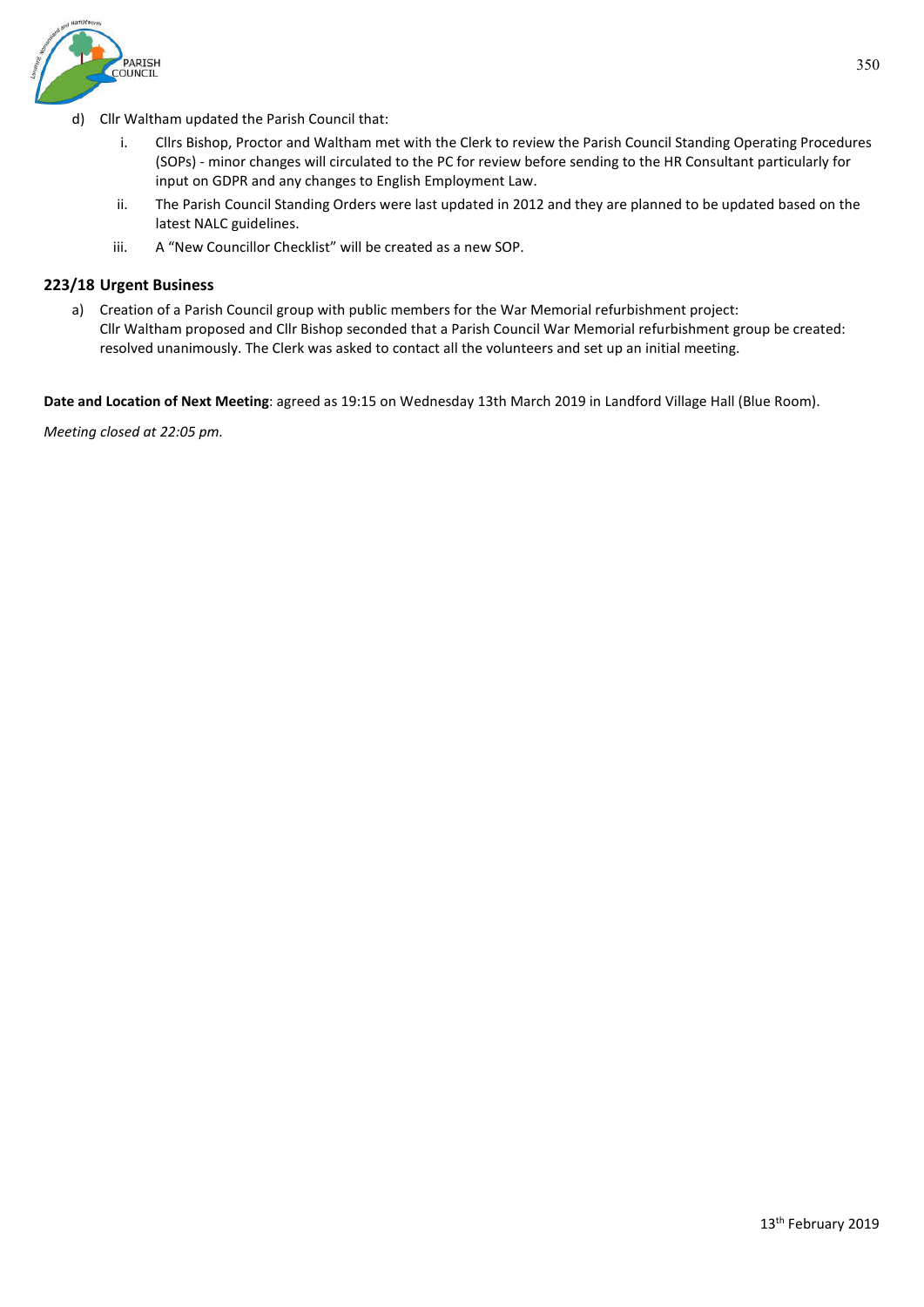d) Cllr Waltham updated the Parish Council that:

   i. Cllrs Bishop, Proctor and Waltham met with the Clerk to review the Parish Council Standing Operating Procedures (SOPs) - minor changes will circulated to the PC for review before sending to the HR Consultant particularly for input on GDPR and any changes to English Employment Law.

   ii. The Parish Council Standing Orders were last updated in 2012 and they are planned to be updated based on the latest NALC guidelines.

   iii. A "New Councillor Checklist" will be created as a new SOP.

## 223/18 Urgent Business

a) Creation of a Parish Council group with public members for the War Memorial refurbishment project:
   Cllr Waltham proposed and Cllr Bishop seconded that a Parish Council War Memorial refurbishment group be created: resolved unanimously. The Clerk was asked to contact all the volunteers and set up an initial meeting.

**Date and Location of Next Meeting**: agreed as 19:15 on Wednesday 13th March 2019 in Landford Village Hall (Blue Room).

*Meeting closed at 22:05 pm.*